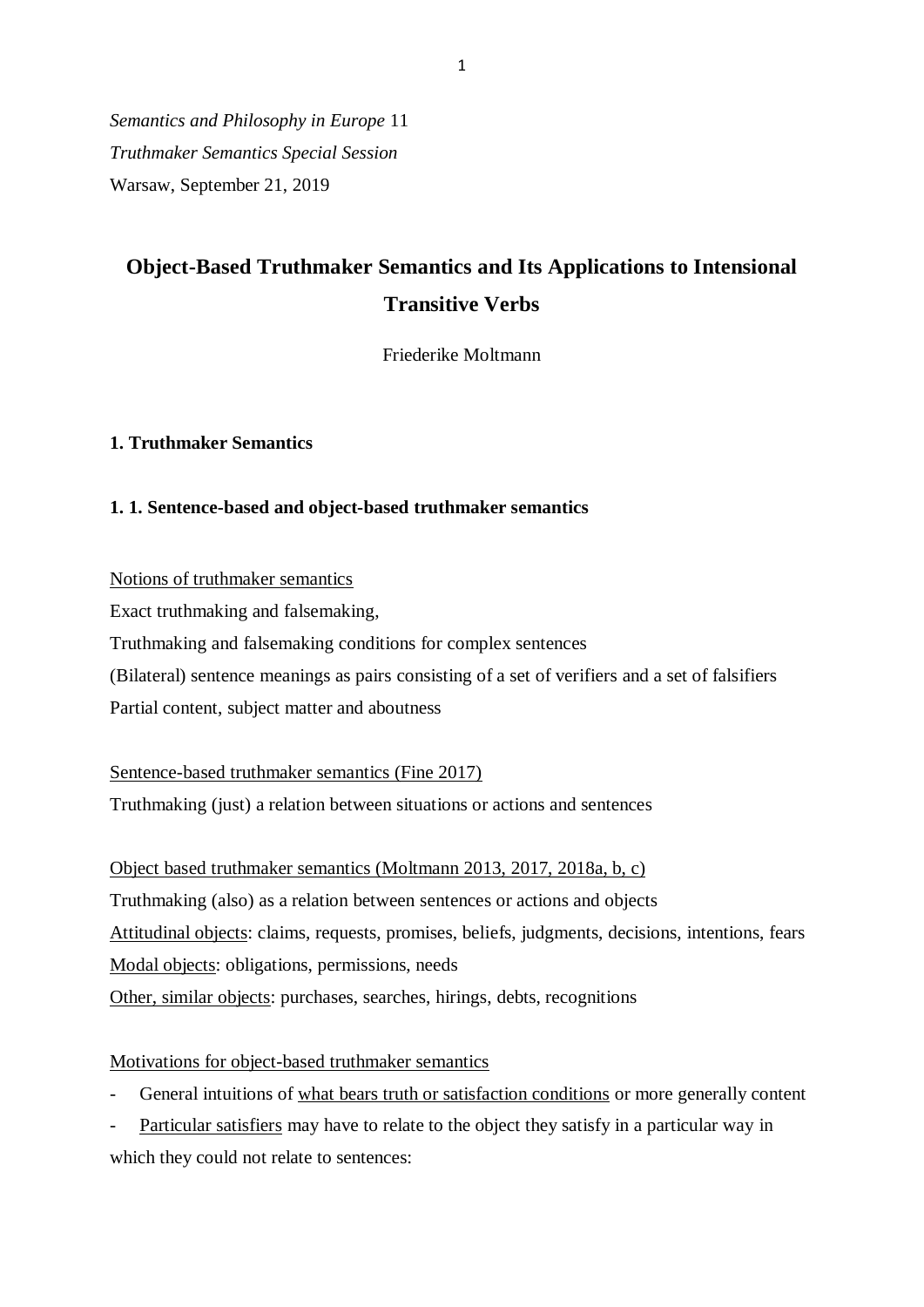*Semantics and Philosophy in Europe* 11

*Truthmaker Semantics Special Session*

Warsaw, September 21, 2019

# Object-Based Truthmaker Semantics and Its Applications to Intensional Transitive Verbs

Friederike Moltmann

## 1. Truthmaker Semantics

### 1. 1. Sentence-based and object-based truthmaker semantics

<u>Notions of truthmaker semantics</u>

Exact truthmaking and falsemaking,

Truthmaking and falsemaking conditions for complex sentences

(Bilateral) sentence meanings as pairs consisting of a set of verifiers and a set of falsifiers

Partial content, subject matter and aboutness

<u>Sentence-based truthmaker semantics (Fine 2017)</u>

Truthmaking (just) a relation between situations or actions and sentences

<u>Object based truthmaker semantics (Moltmann 2013, 2017, 2018a, b, c)</u>

Truthmaking (also) as a relation between sentences or actions and objects

<u>Attitudinal objects</u>: claims, requests, promises, beliefs, judgments, decisions, intentions, fears

<u>Modal objects</u>: obligations, permissions, needs

<u>Other, similar objects</u>: purchases, searches, hirings, debts, recognitions

<u>Motivations for object-based truthmaker semantics</u>

- General intuitions of <u>what bears truth or satisfaction conditions</u> or more generally content
- <u>Particular satisfiers</u> may have to relate to the object they satisfy in a particular way in which they could not relate to sentences: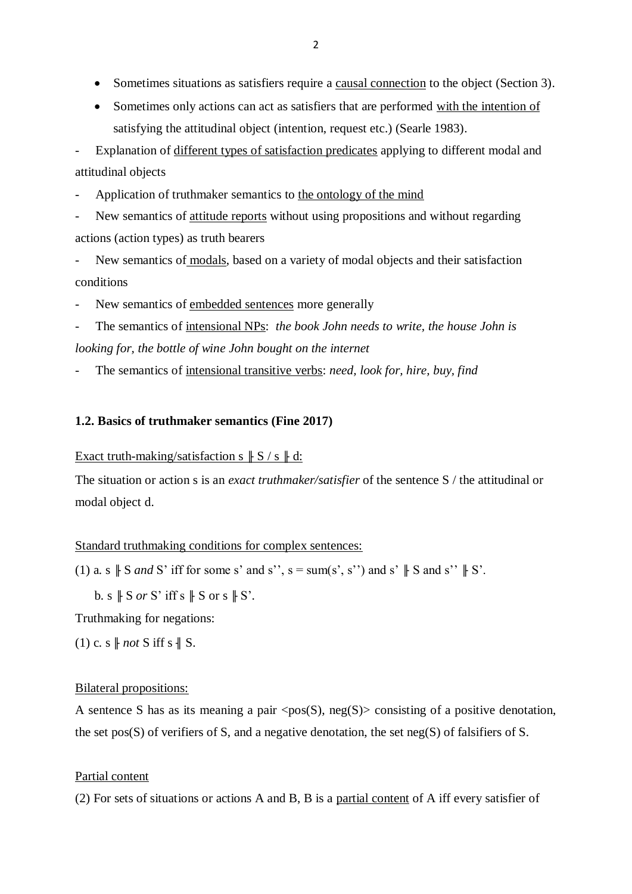- Sometimes situations as satisfiers require a causal connection to the object (Section 3).
- Sometimes only actions can act as satisfiers that are performed with the intention of satisfying the attitudinal object (intention, request etc.) (Searle 1983).

- Explanation of different types of satisfaction predicates applying to different modal and attitudinal objects
- Application of truthmaker semantics to the ontology of the mind
- New semantics of attitude reports without using propositions and without regarding actions (action types) as truth bearers
- New semantics of modals, based on a variety of modal objects and their satisfaction conditions
- New semantics of embedded sentences more generally
- The semantics of intensional NPs: *the book John needs to write, the house John is looking for, the bottle of wine John bought on the internet*
- The semantics of intensional transitive verbs: *need, look for, hire, buy, find*

### 1.2. Basics of truthmaker semantics (Fine 2017)

Exact truth-making/satisfaction s ╟ S / s ╟ d:

The situation or action s is an *exact truthmaker/satisfier* of the sentence S / the attitudinal or modal object d.

Standard truthmaking conditions for complex sentences:

(1) a. s ╟ S *and* S' iff for some s' and s'', s = sum(s', s'') and s' ╟ S and s'' ╟ S'.

b. s ╟ S *or* S' iff s ╟ S or s ╟ S'.

Truthmaking for negations:

(1) c. s ╟ *not* S iff s ╢ S.

Bilateral propositions:

A sentence S has as its meaning a pair <pos(S), neg(S)> consisting of a positive denotation, the set pos(S) of verifiers of S, and a negative denotation, the set neg(S) of falsifiers of S.

Partial content

(2) For sets of situations or actions A and B, B is a partial content of A iff every satisfier of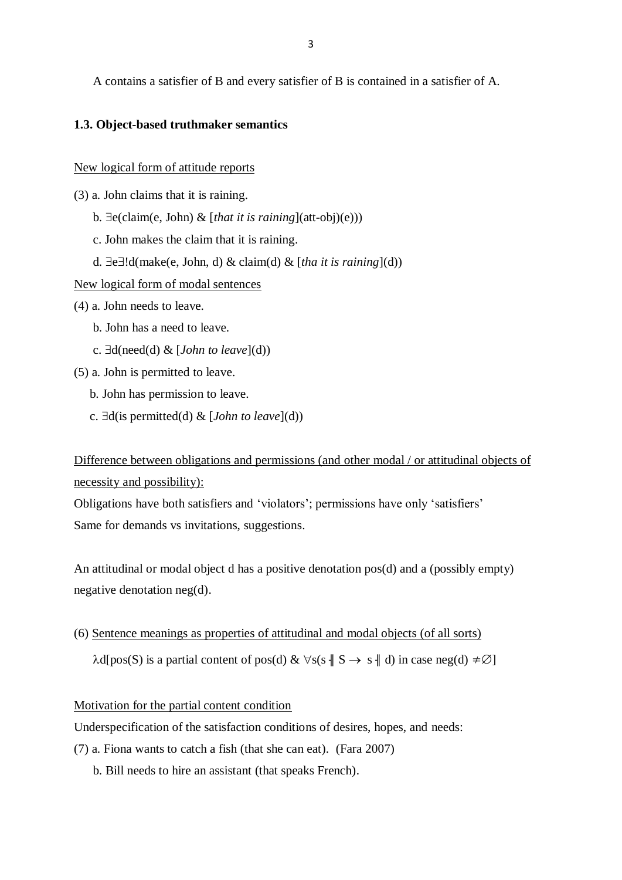A contains a satisfier of B and every satisfier of B is contained in a satisfier of A.

### 1.3. Object-based truthmaker semantics

New logical form of attitude reports

(3) a. John claims that it is raining.

b. ∃e(claim(e, John) & [*that it is raining*](att-obj)(e)))

c. John makes the claim that it is raining.

d. ∃e∃!d(make(e, John, d) & claim(d) & [*tha it is raining*](d))

New logical form of modal sentences

(4) a. John needs to leave.

b. John has a need to leave.

c. ∃d(need(d) & [*John to leave*](d))

(5) a. John is permitted to leave.

b. John has permission to leave.

c. ∃d(is permitted(d) & [*John to leave*](d))

Difference between obligations and permissions (and other modal / or attitudinal objects of necessity and possibility):

Obligations have both satisfiers and 'violators'; permissions have only 'satisfiers'

Same for demands vs invitations, suggestions.

An attitudinal or modal object d has a positive denotation pos(d) and a (possibly empty) negative denotation neg(d).

(6) Sentence meanings as properties of attitudinal and modal objects (of all sorts)

$\lambda d$[pos(S) is a partial content of pos(d) & $\forall s(s \dashv\!\!\mid S \rightarrow s \dashv\!\!\mid d)$ in case neg(d) $\neq \emptyset$]

Motivation for the partial content condition

Underspecification of the satisfaction conditions of desires, hopes, and needs:

(7) a. Fiona wants to catch a fish (that she can eat). (Fara 2007)

b. Bill needs to hire an assistant (that speaks French).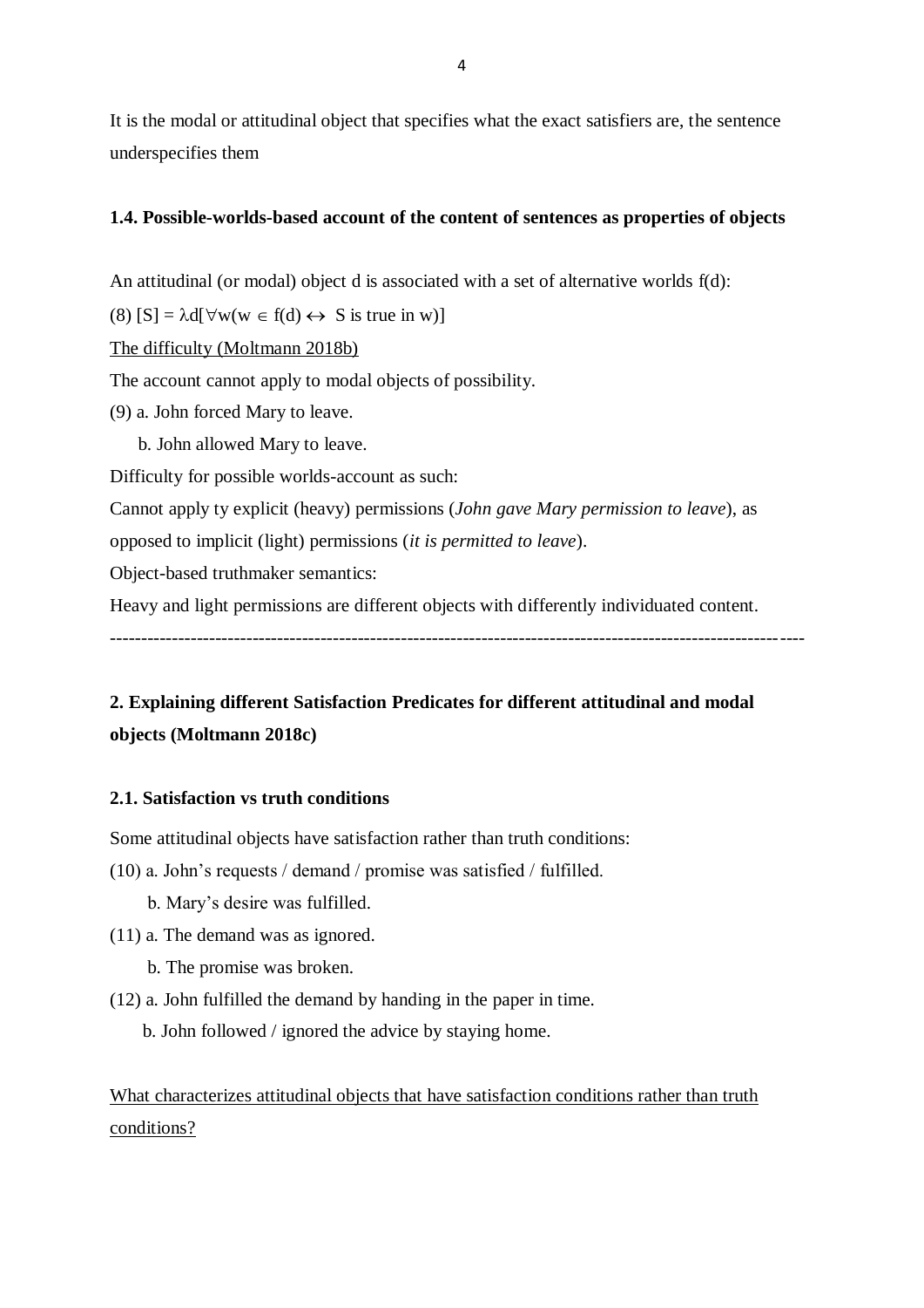It is the modal or attitudinal object that specifies what the exact satisfiers are, the sentence underspecifies them

### 1.4. Possible-worlds-based account of the content of sentences as properties of objects

An attitudinal (or modal) object d is associated with a set of alternative worlds f(d):

(8) $[S] = \lambda d[\forall w(w \in f(d) \leftrightarrow$ S is true in w)]

<u>The difficulty (Moltmann 2018b)</u>

The account cannot apply to modal objects of possibility.

(9) a. John forced Mary to leave.

b. John allowed Mary to leave.

Difficulty for possible worlds-account as such:

Cannot apply ty explicit (heavy) permissions (*John gave Mary permission to leave*), as opposed to implicit (light) permissions (*it is permitted to leave*).

Object-based truthmaker semantics:

Heavy and light permissions are different objects with differently individuated content.

---

## 2. Explaining different Satisfaction Predicates for different attitudinal and modal objects (Moltmann 2018c)

### 2.1. Satisfaction vs truth conditions

Some attitudinal objects have satisfaction rather than truth conditions:

(10) a. John's requests / demand / promise was satisfied / fulfilled.

b. Mary's desire was fulfilled.

(11) a. The demand was as ignored.

b. The promise was broken.

(12) a. John fulfilled the demand by handing in the paper in time.

b. John followed / ignored the advice by staying home.

<u>What characterizes attitudinal objects that have satisfaction conditions rather than truth conditions?</u>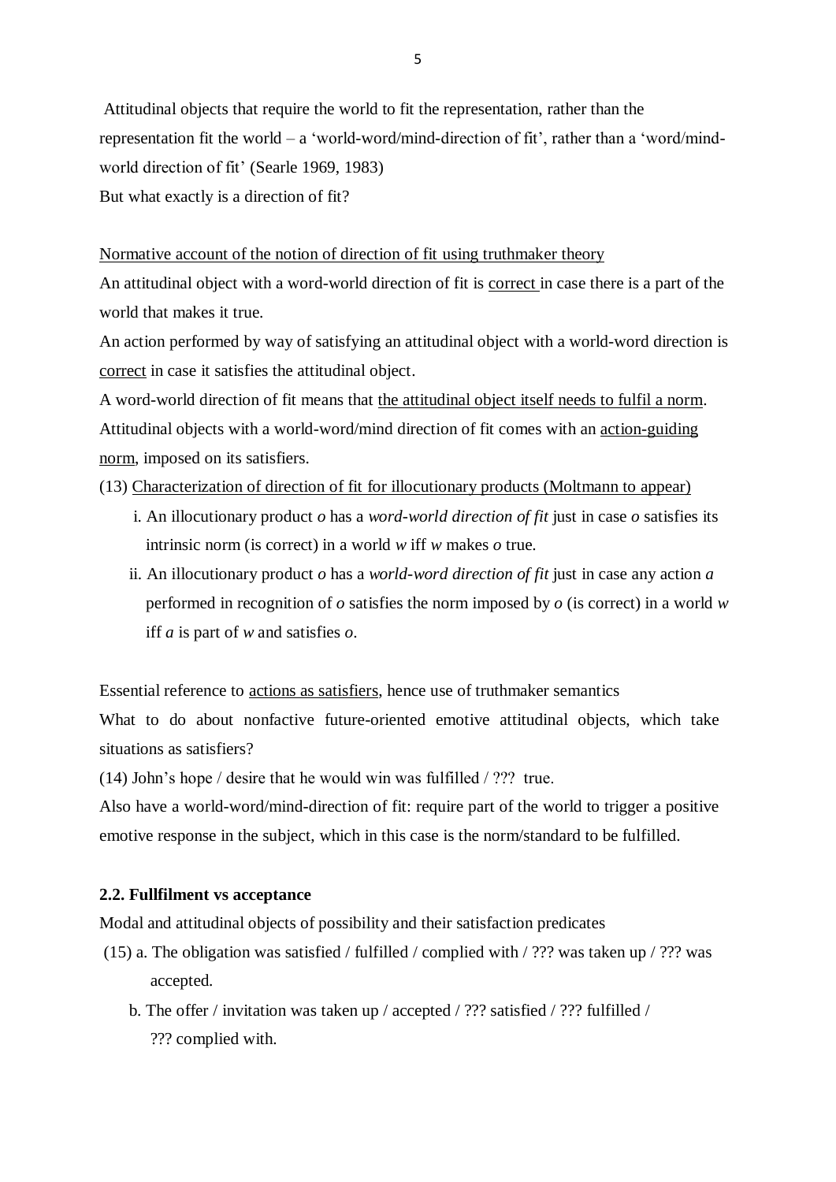Attitudinal objects that require the world to fit the representation, rather than the representation fit the world – a 'world-word/mind-direction of fit', rather than a 'word/mind-world direction of fit' (Searle 1969, 1983)

But what exactly is a direction of fit?

<u>Normative account of the notion of direction of fit using truthmaker theory</u>

An attitudinal object with a word-world direction of fit is <u>correct</u> in case there is a part of the world that makes it true.

An action performed by way of satisfying an attitudinal object with a world-word direction is <u>correct</u> in case it satisfies the attitudinal object.

A word-world direction of fit means that <u>the attitudinal object itself needs to fulfil a norm</u>.

Attitudinal objects with a world-word/mind direction of fit comes with an <u>action-guiding norm</u>, imposed on its satisfiers.

(13) <u>Characterization of direction of fit for illocutionary products (Moltmann to appear)</u>

i. An illocutionary product *o* has a *word-world direction of fit* just in case *o* satisfies its intrinsic norm (is correct) in a world *w* iff *w* makes *o* true.

ii. An illocutionary product *o* has a *world-word direction of fit* just in case any action *a* performed in recognition of *o* satisfies the norm imposed by *o* (is correct) in a world *w* iff *a* is part of *w* and satisfies *o*.

Essential reference to <u>actions as satisfiers</u>, hence use of truthmaker semantics

What to do about nonfactive future-oriented emotive attitudinal objects, which take situations as satisfiers?

(14) John's hope / desire that he would win was fulfilled / ??? true.

Also have a world-word/mind-direction of fit: require part of the world to trigger a positive emotive response in the subject, which in this case is the norm/standard to be fulfilled.

### 2.2. Fullfilment vs acceptance

Modal and attitudinal objects of possibility and their satisfaction predicates

(15) a. The obligation was satisfied / fulfilled / complied with / ??? was taken up / ??? was accepted.

b. The offer / invitation was taken up / accepted / ??? satisfied / ??? fulfilled / ??? complied with.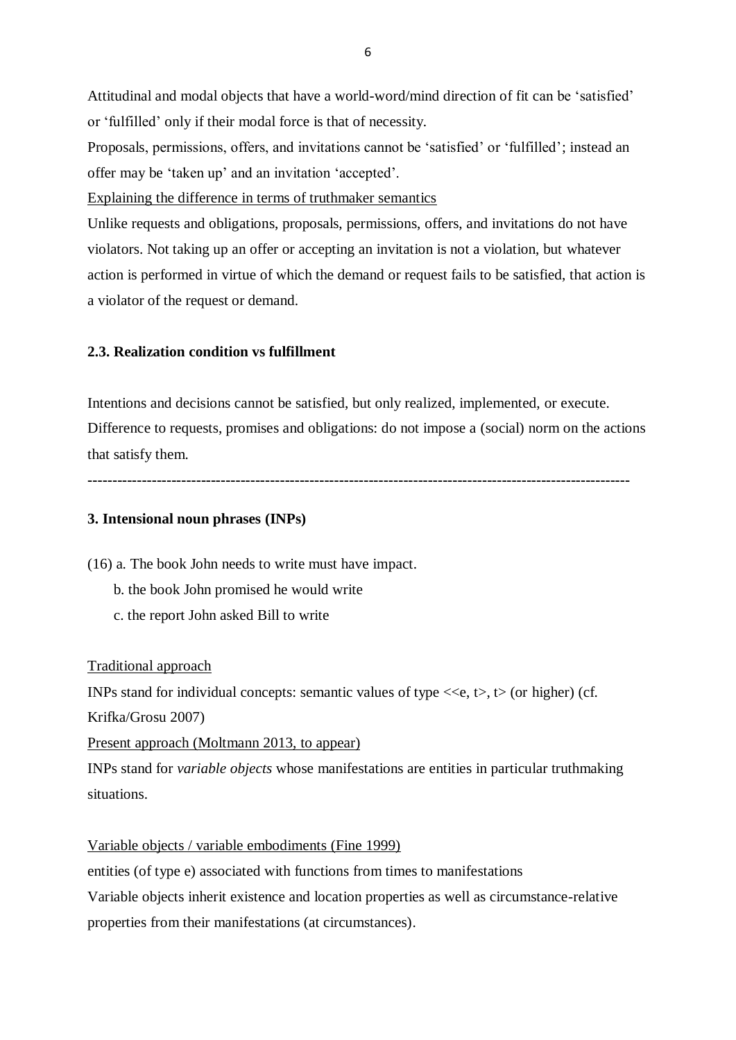Attitudinal and modal objects that have a world-word/mind direction of fit can be 'satisfied' or 'fulfilled' only if their modal force is that of necessity.

Proposals, permissions, offers, and invitations cannot be 'satisfied' or 'fulfilled'; instead an offer may be 'taken up' and an invitation 'accepted'.

<u>Explaining the difference in terms of truthmaker semantics</u>

Unlike requests and obligations, proposals, permissions, offers, and invitations do not have violators. Not taking up an offer or accepting an invitation is not a violation, but whatever action is performed in virtue of which the demand or request fails to be satisfied, that action is a violator of the request or demand.

**2.3. Realization condition vs fulfillment**

Intentions and decisions cannot be satisfied, but only realized, implemented, or execute. Difference to requests, promises and obligations: do not impose a (social) norm on the actions that satisfy them.

---

**3. Intensional noun phrases (INPs)**

(16) a. The book John needs to write must have impact.

b. the book John promised he would write

c. the report John asked Bill to write

<u>Traditional approach</u>

INPs stand for individual concepts: semantic values of type $\langle\langle e, t\rangle, t\rangle$ (or higher) (cf. Krifka/Grosu 2007)

<u>Present approach (Moltmann 2013, to appear)</u>

INPs stand for *variable objects* whose manifestations are entities in particular truthmaking situations.

<u>Variable objects / variable embodiments (Fine 1999)</u>

entities (of type e) associated with functions from times to manifestations

Variable objects inherit existence and location properties as well as circumstance-relative properties from their manifestations (at circumstances).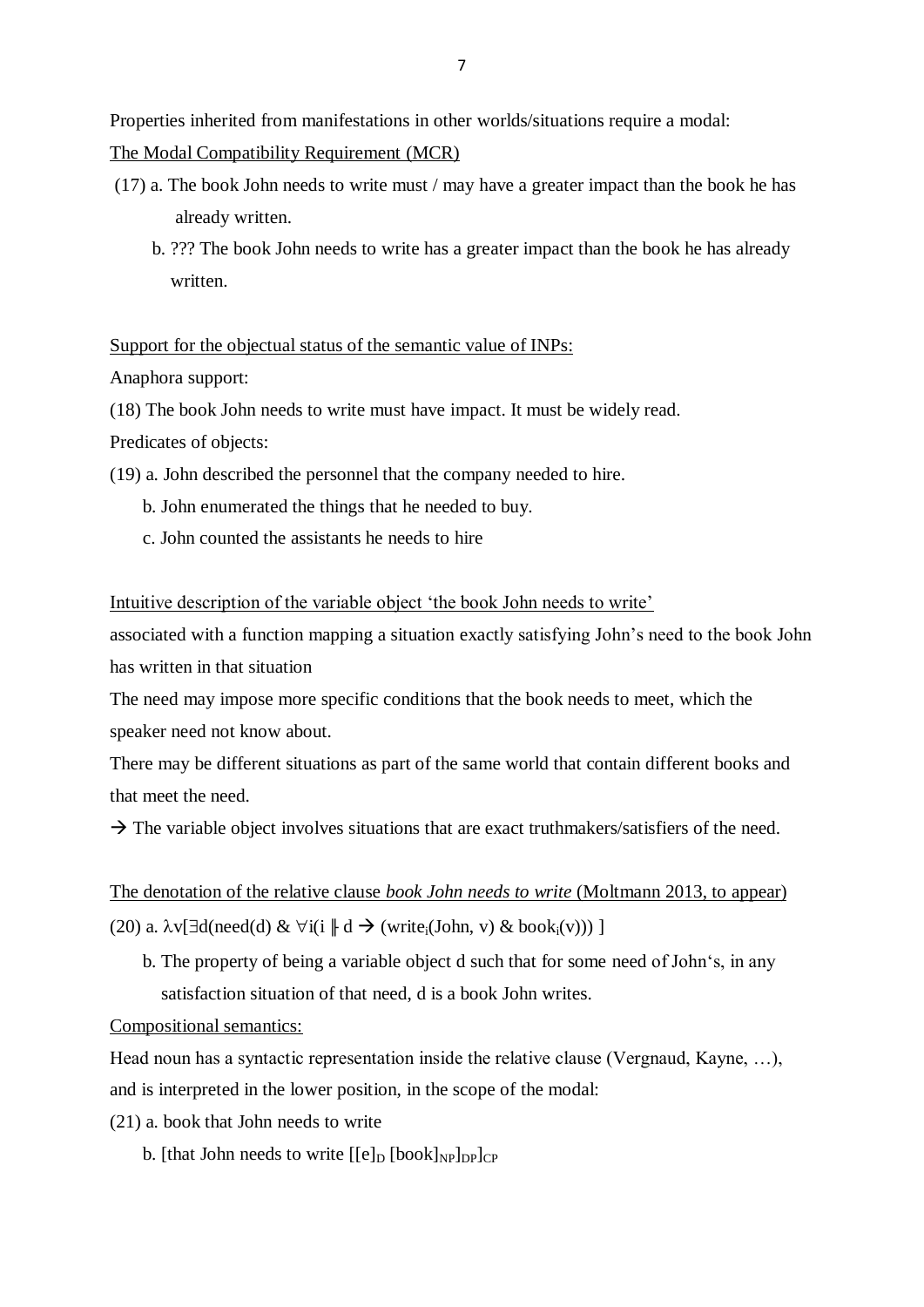Properties inherited from manifestations in other worlds/situations require a modal:

The Modal Compatibility Requirement (MCR)

(17) a. The book John needs to write must / may have a greater impact than the book he has already written.

b. ??? The book John needs to write has a greater impact than the book he has already written.

Support for the objectual status of the semantic value of INPs:

Anaphora support:

(18) The book John needs to write must have impact. It must be widely read.

Predicates of objects:

(19) a. John described the personnel that the company needed to hire.

b. John enumerated the things that he needed to buy.

c. John counted the assistants he needs to hire

Intuitive description of the variable object 'the book John needs to write'

associated with a function mapping a situation exactly satisfying John's need to the book John has written in that situation

The need may impose more specific conditions that the book needs to meet, which the speaker need not know about.

There may be different situations as part of the same world that contain different books and that meet the need.

→ The variable object involves situations that are exact truthmakers/satisfiers of the need.

The denotation of the relative clause *book John needs to write* (Moltmann 2013, to appear)

(20) a. $\lambda v[\exists d(\text{need}(d) \;\&\; \forall i(i \Vdash d \rightarrow (\text{write}_i(\text{John}, v) \;\&\; \text{book}_i(v)))\,]$

b. The property of being a variable object d such that for some need of John's, in any satisfaction situation of that need, d is a book John writes.

Compositional semantics:

Head noun has a syntactic representation inside the relative clause (Vergnaud, Kayne, …), and is interpreted in the lower position, in the scope of the modal:

(21) a. book that John needs to write

b. [that John needs to write $[[e]_D\ [\text{book}]_{NP}]_{DP}]_{CP}$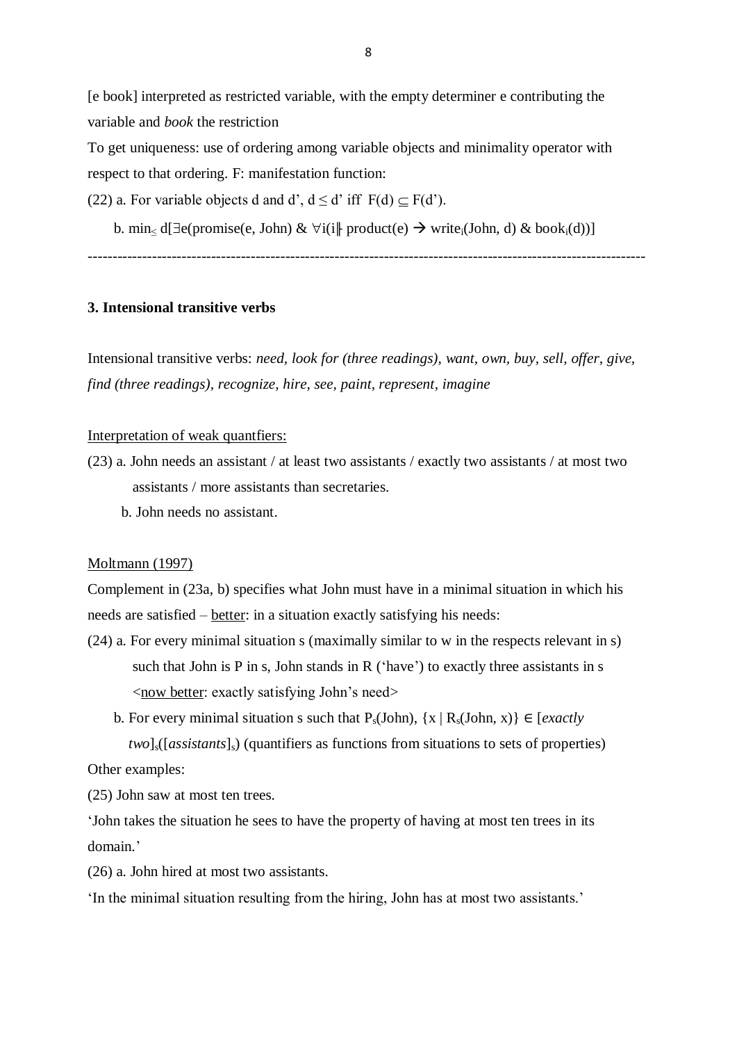[e book] interpreted as restricted variable, with the empty determiner e contributing the variable and *book* the restriction

To get uniqueness: use of ordering among variable objects and minimality operator with respect to that ordering. F: manifestation function:

(22) a. For variable objects d and d', $d \leq d'$ iff $F(d) \subseteq F(d')$.

b. $\min_{\leq} d[\exists e(\text{promise}(e, \text{John}) \ \& \ \forall i(i \Vdash \text{product}(e) \rightarrow \text{write}_i(\text{John}, d) \ \& \ \text{book}_i(d))]$

---

## 3. Intensional transitive verbs

Intensional transitive verbs: *need, look for (three readings), want, own, buy, sell, offer, give, find (three readings), recognize, hire, see, paint, represent, imagine*

Interpretation of weak quantfiers:

(23) a. John needs an assistant / at least two assistants / exactly two assistants / at most two assistants / more assistants than secretaries.

b. John needs no assistant.

Moltmann (1997)

Complement in (23a, b) specifies what John must have in a minimal situation in which his needs are satisfied – better: in a situation exactly satisfying his needs:

(24) a. For every minimal situation s (maximally similar to w in the respects relevant in s) such that John is P in s, John stands in R ('have') to exactly three assistants in s <now better: exactly satisfying John's need>

b. For every minimal situation s such that $P_s(\text{John})$, $\{x \mid R_s(\text{John}, x)\} \in [\textit{exactly two}]_s([\textit{assistants}]_s)$ (quantifiers as functions from situations to sets of properties)

Other examples:

(25) John saw at most ten trees.

'John takes the situation he sees to have the property of having at most ten trees in its domain.'

(26) a. John hired at most two assistants.

'In the minimal situation resulting from the hiring, John has at most two assistants.'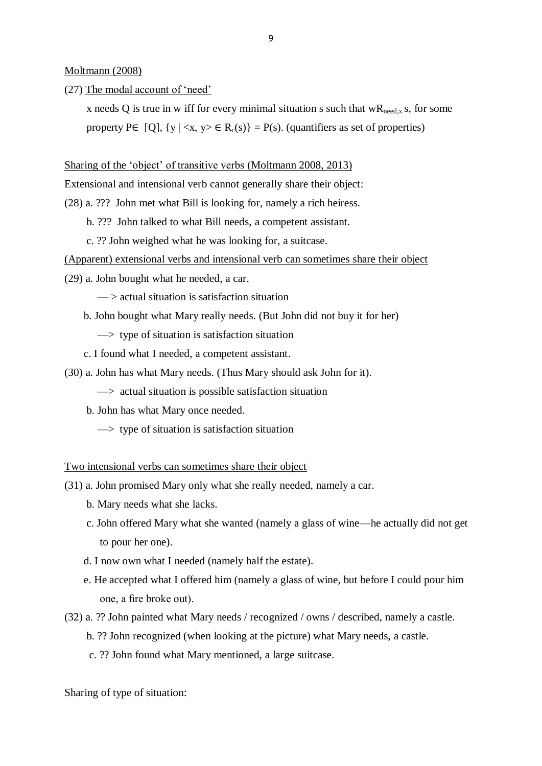<u>Moltmann (2008)</u>

(27) <u>The modal account of 'need'</u>

x needs Q is true in w iff for every minimal situation s such that $wR_{need,x}$ s, for some property P$\in$ [Q], {y | <x, y> $\in$ $R_c(s)$} = P(s). (quantifiers as set of properties)

<u>Sharing of the 'object' of transitive verbs (Moltmann 2008, 2013)</u>

Extensional and intensional verb cannot generally share their object:

(28) a. ??? John met what Bill is looking for, namely a rich heiress.

b. ??? John talked to what Bill needs, a competent assistant.

c. ?? John weighed what he was looking for, a suitcase.

<u>(Apparent) extensional verbs and intensional verb can sometimes share their object</u>

(29) a. John bought what he needed, a car.

— > actual situation is satisfaction situation

b. John bought what Mary really needs. (But John did not buy it for her)

—> type of situation is satisfaction situation

c. I found what I needed, a competent assistant.

(30) a. John has what Mary needs. (Thus Mary should ask John for it).

—> actual situation is possible satisfaction situation

b. John has what Mary once needed.

—> type of situation is satisfaction situation

<u>Two intensional verbs can sometimes share their object</u>

(31) a. John promised Mary only what she really needed, namely a car.

b. Mary needs what she lacks.

c. John offered Mary what she wanted (namely a glass of wine—he actually did not get to pour her one).

d. I now own what I needed (namely half the estate).

e. He accepted what I offered him (namely a glass of wine, but before I could pour him one, a fire broke out).

(32) a. ?? John painted what Mary needs / recognized / owns / described, namely a castle.

b. ?? John recognized (when looking at the picture) what Mary needs, a castle.

c. ?? John found what Mary mentioned, a large suitcase.

Sharing of type of situation: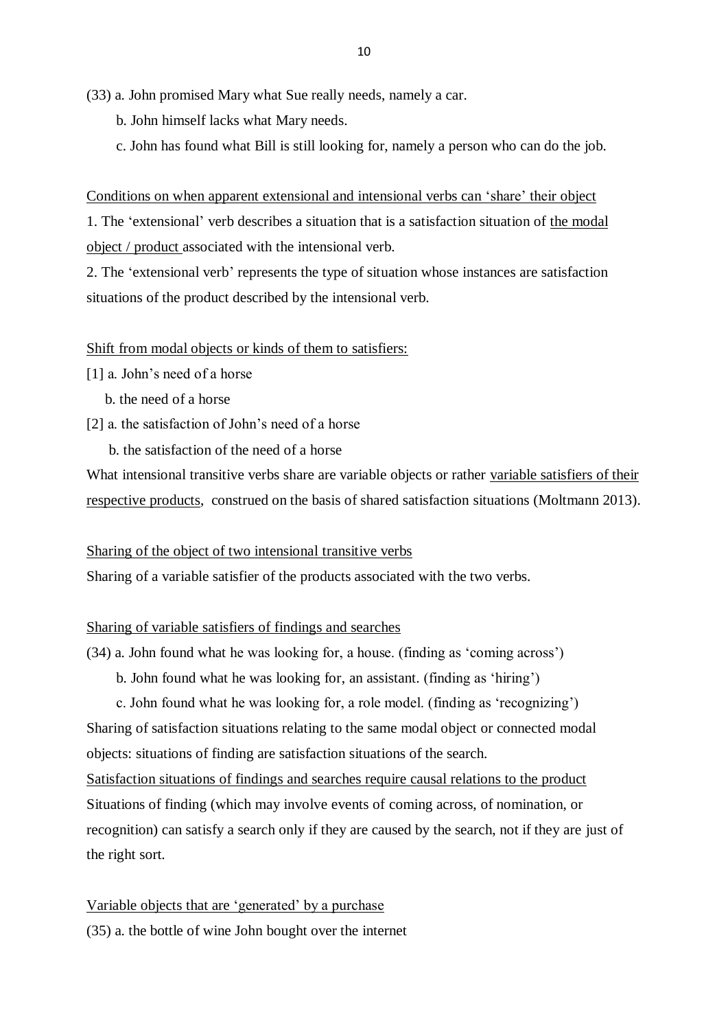(33) a. John promised Mary what Sue really needs, namely a car.

b. John himself lacks what Mary needs.

c. John has found what Bill is still looking for, namely a person who can do the job.

Conditions on when apparent extensional and intensional verbs can 'share' their object

1. The 'extensional' verb describes a situation that is a satisfaction situation of the modal object / product associated with the intensional verb.

2. The 'extensional verb' represents the type of situation whose instances are satisfaction situations of the product described by the intensional verb.

Shift from modal objects or kinds of them to satisfiers:

[1] a. John's need of a horse

b. the need of a horse

[2] a. the satisfaction of John's need of a horse

b. the satisfaction of the need of a horse

What intensional transitive verbs share are variable objects or rather variable satisfiers of their respective products, construed on the basis of shared satisfaction situations (Moltmann 2013).

Sharing of the object of two intensional transitive verbs

Sharing of a variable satisfier of the products associated with the two verbs.

Sharing of variable satisfiers of findings and searches

(34) a. John found what he was looking for, a house. (finding as 'coming across')

b. John found what he was looking for, an assistant. (finding as 'hiring')

c. John found what he was looking for, a role model. (finding as 'recognizing')

Sharing of satisfaction situations relating to the same modal object or connected modal objects: situations of finding are satisfaction situations of the search.

Satisfaction situations of findings and searches require causal relations to the product

Situations of finding (which may involve events of coming across, of nomination, or recognition) can satisfy a search only if they are caused by the search, not if they are just of the right sort.

Variable objects that are 'generated' by a purchase

(35) a. the bottle of wine John bought over the internet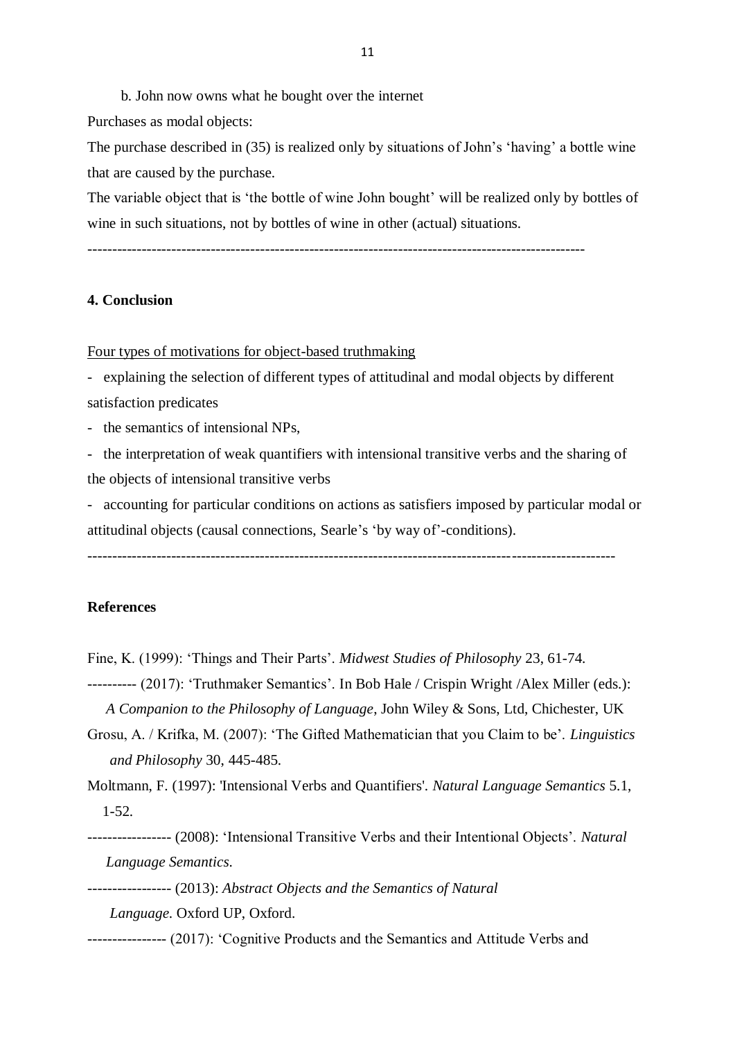b. John now owns what he bought over the internet

Purchases as modal objects:

The purchase described in (35) is realized only by situations of John's 'having' a bottle wine that are caused by the purchase.

The variable object that is 'the bottle of wine John bought' will be realized only by bottles of wine in such situations, not by bottles of wine in other (actual) situations.

---

## 4. Conclusion

Four types of motivations for object-based truthmaking

- explaining the selection of different types of attitudinal and modal objects by different satisfaction predicates
- the semantics of intensional NPs,
- the interpretation of weak quantifiers with intensional transitive verbs and the sharing of the objects of intensional transitive verbs
- accounting for particular conditions on actions as satisfiers imposed by particular modal or attitudinal objects (causal connections, Searle's 'by way of'-conditions).

---

## References

Fine, K. (1999): 'Things and Their Parts'. *Midwest Studies of Philosophy* 23, 61-74.

---------- (2017): 'Truthmaker Semantics'. In Bob Hale / Crispin Wright /Alex Miller (eds.): *A Companion to the Philosophy of Language*, John Wiley & Sons, Ltd, Chichester, UK

Grosu, A. / Krifka, M. (2007): 'The Gifted Mathematician that you Claim to be'. *Linguistics and Philosophy* 30, 445-485.

Moltmann, F. (1997): 'Intensional Verbs and Quantifiers'. *Natural Language Semantics* 5.1, 1-52.

---------------- (2008): 'Intensional Transitive Verbs and their Intentional Objects'. *Natural Language Semantics*.

----------------- (2013): *Abstract Objects and the Semantics of Natural Language*. Oxford UP, Oxford.

--------------- (2017): 'Cognitive Products and the Semantics and Attitude Verbs and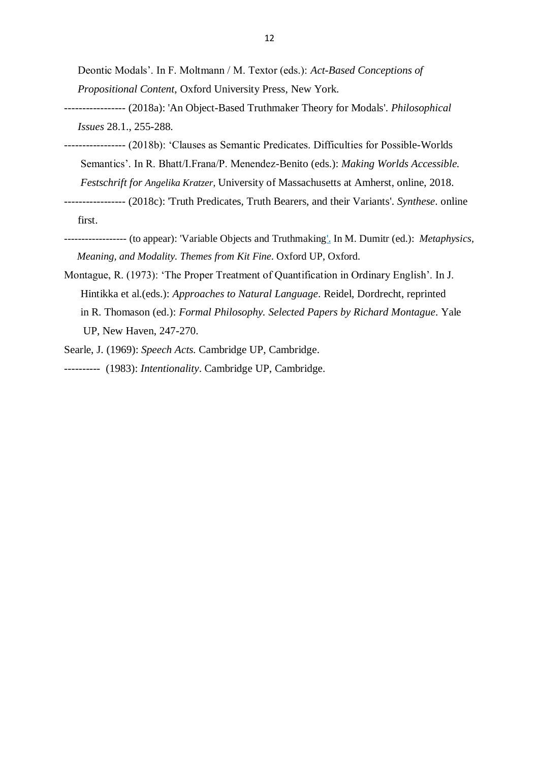Deontic Modals'. In F. Moltmann / M. Textor (eds.): *Act-Based Conceptions of Propositional Content*, Oxford University Press, New York.

---------------- (2018a): 'An Object-Based Truthmaker Theory for Modals'. *Philosophical Issues* 28.1., 255-288.

---------------- (2018b): 'Clauses as Semantic Predicates. Difficulties for Possible-Worlds Semantics'. In R. Bhatt/I.Frana/P. Menendez-Benito (eds.): *Making Worlds Accessible. Festschrift for Angelika Kratzer*, University of Massachusetts at Amherst, online, 2018.

---------------- (2018c): 'Truth Predicates, Truth Bearers, and their Variants'. *Synthese*. online first.

----------------- (to appear): 'Variable Objects and Truthmaking'. In M. Dumitr (ed.): *Metaphysics, Meaning, and Modality. Themes from Kit Fine*. Oxford UP, Oxford.

Montague, R. (1973): 'The Proper Treatment of Quantification in Ordinary English'. In J. Hintikka et al.(eds.): *Approaches to Natural Language*. Reidel, Dordrecht, reprinted in R. Thomason (ed.): *Formal Philosophy. Selected Papers by Richard Montague*. Yale UP, New Haven, 247-270.

Searle, J. (1969): *Speech Acts.* Cambridge UP, Cambridge.

---------- (1983): *Intentionality*. Cambridge UP, Cambridge.